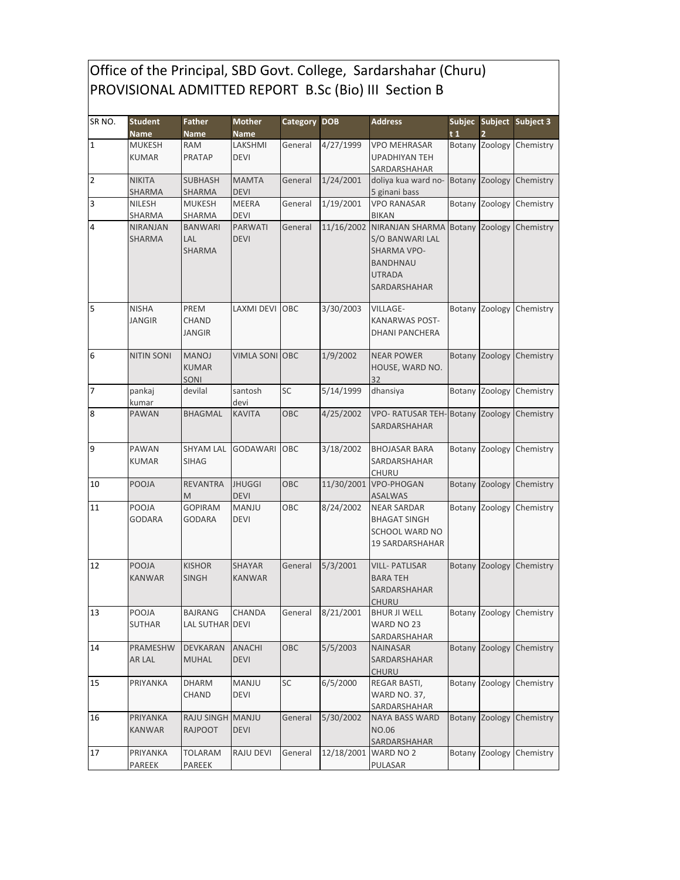# Office of the Principal, SBD Govt. College, Sardarshahar (Churu)
## PROVISIONAL ADMITTED REPORT B.Sc (Bio) III Section B

| SR NO. | Student Name | Father Name | Mother Name | Category | DOB | Address | Subject 1 | Subject 2 | Subject 3 |
|---|---|---|---|---|---|---|---|---|---|
| 1 | MUKESH KUMAR | RAM PRATAP | LAKSHMI DEVI | General | 4/27/1999 | VPO MEHRASAR UPADHIYAN TEH SARDARSHAHAR | Botany | Zoology | Chemistry |
| 2 | NIKITA SHARMA | SUBHASH SHARMA | MAMTA DEVI | General | 1/24/2001 | doliya kua ward no-5 ginani bass | Botany | Zoology | Chemistry |
| 3 | NILESH SHARMA | MUKESH SHARMA | MEERA DEVI | General | 1/19/2001 | VPO RANASAR BIKAN | Botany | Zoology | Chemistry |
| 4 | NIRANJAN SHARMA | BANWARI LAL SHARMA | PARWATI DEVI | General | 11/16/2002 | NIRANJAN SHARMA S/O BANWARI LAL SHARMA VPO-BANDHNAU UTRADA SARDARSHAHAR | Botany | Zoology | Chemistry |
| 5 | NISHA JANGIR | PREM CHAND JANGIR | LAXMI DEVI | OBC | 3/30/2003 | VILLAGE-KANARWAS POST-DHANI PANCHERA | Botany | Zoology | Chemistry |
| 6 | NITIN SONI | MANOJ KUMAR SONI | VIMLA SONI | OBC | 1/9/2002 | NEAR POWER HOUSE, WARD NO. 32 | Botany | Zoology | Chemistry |
| 7 | pankaj kumar | devilal | santosh devi | SC | 5/14/1999 | dhansiya | Botany | Zoology | Chemistry |
| 8 | PAWAN | BHAGMAL | KAVITA | OBC | 4/25/2002 | VPO- RATUSAR TEH-SARDARSHAHAR | Botany | Zoology | Chemistry |
| 9 | PAWAN KUMAR | SHYAM LAL SIHAG | GODAWARI | OBC | 3/18/2002 | BHOJASAR BARA SARDARSHAHAR CHURU | Botany | Zoology | Chemistry |
| 10 | POOJA | REVANTRAM | JHUGGI DEVI | OBC | 11/30/2001 | VPO-PHOGAN ASALWAS | Botany | Zoology | Chemistry |
| 11 | POOJA GODARA | GOPIRAM GODARA | MANJU DEVI | OBC | 8/24/2002 | NEAR SARDAR BHAGAT SINGH SCHOOL WARD NO 19 SARDARSHAHAR | Botany | Zoology | Chemistry |
| 12 | POOJA KANWAR | KISHOR SINGH | SHAYAR KANWAR | General | 5/3/2001 | VILL- PATLISAR BARA TEH SARDARSHAHAR CHURU | Botany | Zoology | Chemistry |
| 13 | POOJA SUTHAR | BAJRANG LAL SUTHAR | CHANDA DEVI | General | 8/21/2001 | BHUR JI WELL WARD NO 23 SARDARSHAHAR | Botany | Zoology | Chemistry |
| 14 | PRAMESHWAR LAL | DEVKARAN MUHAL | ANACHI DEVI | OBC | 5/5/2003 | NAINASAR SARDARSHAHAR CHURU | Botany | Zoology | Chemistry |
| 15 | PRIYANKA | DHARM CHAND | MANJU DEVI | SC | 6/5/2000 | REGAR BASTI, WARD NO. 37, SARDARSHAHAR | Botany | Zoology | Chemistry |
| 16 | PRIYANKA KANWAR | RAJU SINGH RAJPOOT | MANJU DEVI | General | 5/30/2002 | NAYA BASS WARD NO.06 SARDARSHAHAR | Botany | Zoology | Chemistry |
| 17 | PRIYANKA PAREEK | TOLARAM PAREEK | RAJU DEVI | General | 12/18/2001 | WARD NO 2 PULASAR | Botany | Zoology | Chemistry |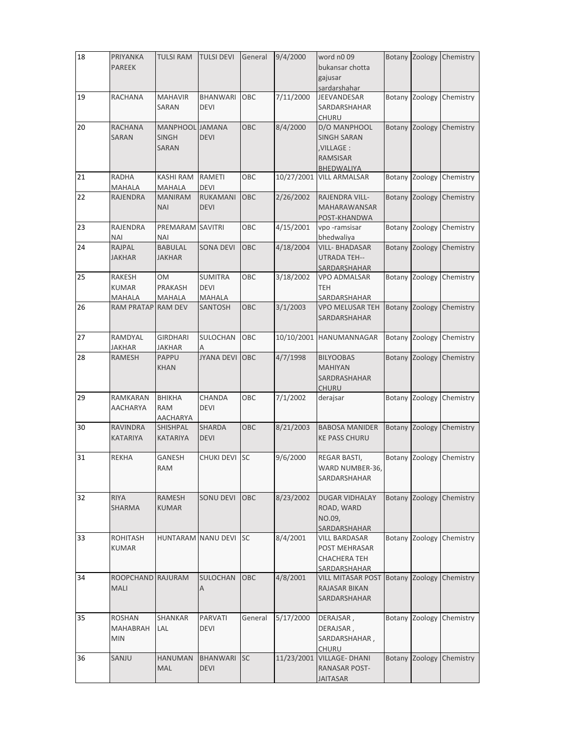| 18 | PRIYANKA PAREEK | TULSI RAM | TULSI DEVI | General | 9/4/2000 | word n0 09 bukansar chotta gajusar sardarshahar | Botany | Zoology | Chemistry |
|---|---|---|---|---|---|---|---|---|---|
| 19 | RACHANA | MAHAVIR SARAN | BHANWARI DEVI | OBC | 7/11/2000 | JEEVANDESAR SARDARSHAHAR CHURU | Botany | Zoology | Chemistry |
| 20 | RACHANA SARAN | MANPHOOL SINGH SARAN | JAMANA DEVI | OBC | 8/4/2000 | D/O MANPHOOL SINGH SARAN ,VILLAGE : RAMSISAR BHEDWALIYA | Botany | Zoology | Chemistry |
| 21 | RADHA MAHALA | KASHI RAM MAHALA | RAMETI DEVI | OBC | 10/27/2001 | VILL ARMALSAR | Botany | Zoology | Chemistry |
| 22 | RAJENDRA | MANIRAM NAI | RUKAMANI DEVI | OBC | 2/26/2002 | RAJENDRA VILL- MAHARAWANSAR POST-KHANDWA | Botany | Zoology | Chemistry |
| 23 | RAJENDRA NAI | PREMARAM NAI | SAVITRI | OBC | 4/15/2001 | vpo -ramsisar bhedwaliya | Botany | Zoology | Chemistry |
| 24 | RAJPAL JAKHAR | BABULAL JAKHAR | SONA DEVI | OBC | 4/18/2004 | VILL- BHADASAR UTRADA TEH-- SARDARSHAHAR | Botany | Zoology | Chemistry |
| 25 | RAKESH KUMAR MAHALA | OM PRAKASH MAHALA | SUMITRA DEVI MAHALA | OBC | 3/18/2002 | VPO ADMALSAR TEH SARDARSHAHAR | Botany | Zoology | Chemistry |
| 26 | RAM PRATAP | RAM DEV | SANTOSH | OBC | 3/1/2003 | VPO MELUSAR TEH SARDARSHAHAR | Botany | Zoology | Chemistry |
| 27 | RAMDYAL JAKHAR | GIRDHARI JAKHAR | SULOCHANA | OBC | 10/10/2001 | HANUMANNAGAR | Botany | Zoology | Chemistry |
| 28 | RAMESH | PAPPU KHAN | JYANA DEVI | OBC | 4/7/1998 | BILYOOBAS MAHIYAN SARDRASHAHAR CHURU | Botany | Zoology | Chemistry |
| 29 | RAMKARAN AACHARYA | BHIKHA RAM AACHARYA | CHANDA DEVI | OBC | 7/1/2002 | derajsar | Botany | Zoology | Chemistry |
| 30 | RAVINDRA KATARIYA | SHISHPAL KATARIYA | SHARDA DEVI | OBC | 8/21/2003 | BABOSA MANIDER KE PASS CHURU | Botany | Zoology | Chemistry |
| 31 | REKHA | GANESH RAM | CHUKI DEVI | SC | 9/6/2000 | REGAR BASTI, WARD NUMBER-36, SARDARSHAHAR | Botany | Zoology | Chemistry |
| 32 | RIYA SHARMA | RAMESH KUMAR | SONU DEVI | OBC | 8/23/2002 | DUGAR VIDHALAY ROAD, WARD NO.09, SARDARSHAHAR | Botany | Zoology | Chemistry |
| 33 | ROHITASH KUMAR | HUNTARAM | NANU DEVI | SC | 8/4/2001 | VILL BARDASAR POST MEHRASAR CHACHERA TEH SARDARSHAHAR | Botany | Zoology | Chemistry |
| 34 | ROOPCHAND MALI | RAJURAM | SULOCHANA | OBC | 4/8/2001 | VILL MITASAR POST RAJASAR BIKAN SARDARSHAHAR | Botany | Zoology | Chemistry |
| 35 | ROSHAN MAHABRAHMIN | SHANKAR LAL | PARVATI DEVI | General | 5/17/2000 | DERAJSAR , DERAJSAR , SARDARSHAHAR , CHURU | Botany | Zoology | Chemistry |
| 36 | SANJU | HANUMAN MAL | BHANWARI DEVI | SC | 11/23/2001 | VILLAGE- DHANI RANASAR POST- JAITASAR | Botany | Zoology | Chemistry |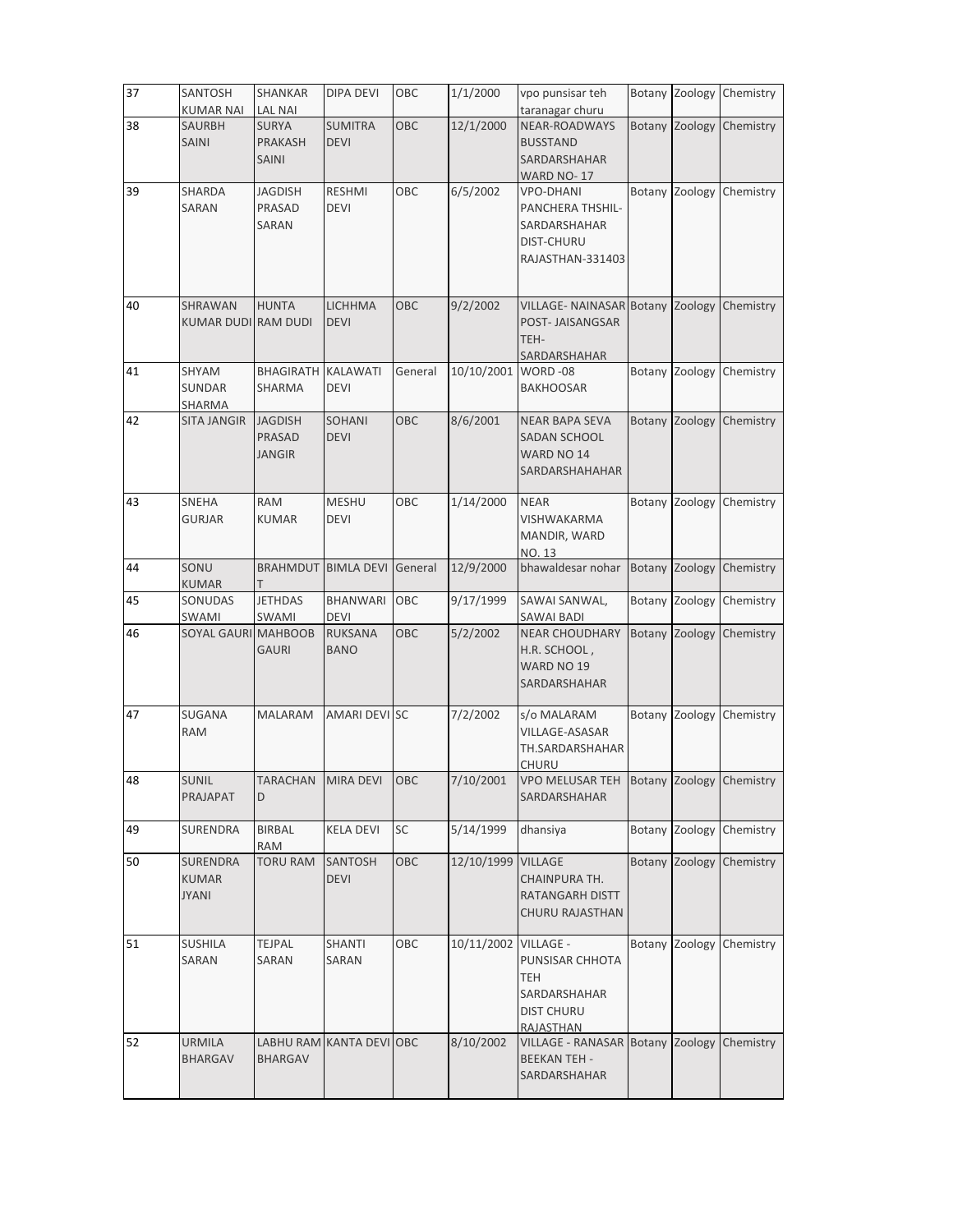| 37 | SANTOSH KUMAR NAI | SHANKAR LAL NAI | DIPA DEVI | OBC | 1/1/2000 | vpo punsisar teh taranagar churu | Botany | Zoology | Chemistry |
|---|---|---|---|---|---|---|---|---|---|
| 38 | SAURBH SAINI | SURYA PRAKASH SAINI | SUMITRA DEVI | OBC | 12/1/2000 | NEAR-ROADWAYS BUSSTAND SARDARSHAHAR WARD NO- 17 | Botany | Zoology | Chemistry |
| 39 | SHARDA SARAN | JAGDISH PRASAD SARAN | RESHMI DEVI | OBC | 6/5/2002 | VPO-DHANI PANCHERA THSHIL-SARDARSHAHAR DIST-CHURU RAJASTHAN-331403 | Botany | Zoology | Chemistry |
| 40 | SHRAWAN KUMAR DUDI | HUNTA RAM DUDI | LICHHMA DEVI | OBC | 9/2/2002 | VILLAGE- NAINASAR POST- JAISANGSAR TEH- SARDARSHAHAR | Botany | Zoology | Chemistry |
| 41 | SHYAM SUNDAR SHARMA | BHAGIRATH SHARMA | KALAWATI DEVI | General | 10/10/2001 | WORD -08 BAKHOOSAR | Botany | Zoology | Chemistry |
| 42 | SITA JANGIR | JAGDISH PRASAD JANGIR | SOHANI DEVI | OBC | 8/6/2001 | NEAR BAPA SEVA SADAN SCHOOL WARD NO 14 SARDARSHAHAHAR | Botany | Zoology | Chemistry |
| 43 | SNEHA GURJAR | RAM KUMAR | MESHU DEVI | OBC | 1/14/2000 | NEAR VISHWAKARMA MANDIR, WARD NO. 13 | Botany | Zoology | Chemistry |
| 44 | SONU KUMAR | BRAHMDUT T | BIMLA DEVI | General | 12/9/2000 | bhawaldesar nohar | Botany | Zoology | Chemistry |
| 45 | SONUDAS SWAMI | JETHDAS SWAMI | BHANWARI DEVI | OBC | 9/17/1999 | SAWAI SANWAL, SAWAI BADI | Botany | Zoology | Chemistry |
| 46 | SOYAL GAURI | MAHBOOB GAURI | RUKSANA BANO | OBC | 5/2/2002 | NEAR CHOUDHARY H.R. SCHOOL , WARD NO 19 SARDARSHAHAR | Botany | Zoology | Chemistry |
| 47 | SUGANA RAM | MALARAM | AMARI DEVI | SC | 7/2/2002 | s/o MALARAM VILLAGE-ASASAR TH.SARDARSHAHAR CHURU | Botany | Zoology | Chemistry |
| 48 | SUNIL PRAJAPAT | TARACHAN D | MIRA DEVI | OBC | 7/10/2001 | VPO MELUSAR TEH SARDARSHAHAR | Botany | Zoology | Chemistry |
| 49 | SURENDRA | BIRBAL RAM | KELA DEVI | SC | 5/14/1999 | dhansiya | Botany | Zoology | Chemistry |
| 50 | SURENDRA KUMAR JYANI | TORU RAM | SANTOSH DEVI | OBC | 12/10/1999 | VILLAGE CHAINPURA TH. RATANGARH DISTT CHURU RAJASTHAN | Botany | Zoology | Chemistry |
| 51 | SUSHILA SARAN | TEJPAL SARAN | SHANTI SARAN | OBC | 10/11/2002 | VILLAGE - PUNSISAR CHHOTA TEH SARDARSHAHAR DIST CHURU RAJASTHAN | Botany | Zoology | Chemistry |
| 52 | URMILA BHARGAV | LABHU RAM BHARGAV | KANTA DEVI | OBC | 8/10/2002 | VILLAGE - RANASAR BEEKAN TEH - SARDARSHAHAR | Botany | Zoology | Chemistry |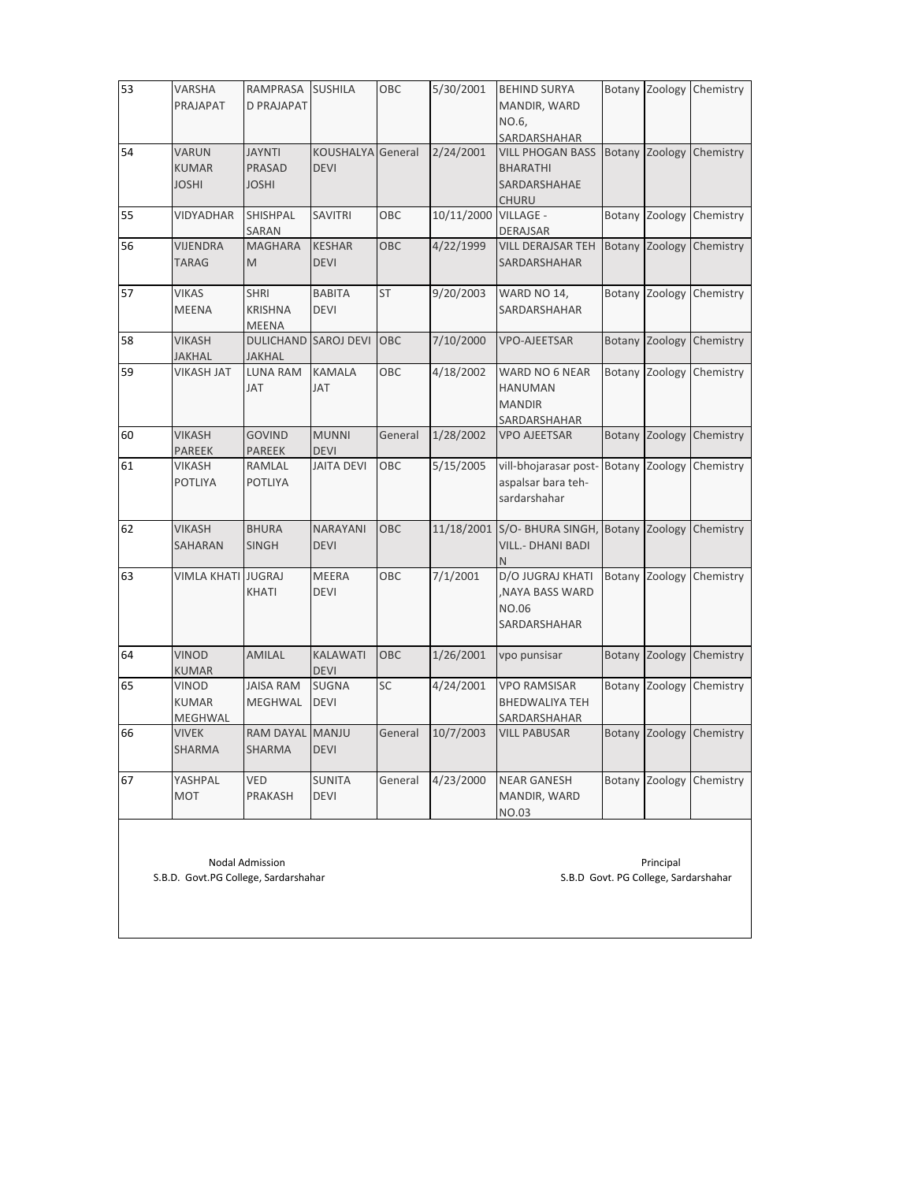| | | | | | | | | | |
|---|---|---|---|---|---|---|---|---|---|
| 53 | VARSHA PRAJAPAT | RAMPRASAD PRAJAPAT | SUSHILA | OBC | 5/30/2001 | BEHIND SURYA MANDIR, WARD NO.6, SARDARSHAHAR | Botany | Zoology | Chemistry |
| 54 | VARUN KUMAR JOSHI | JAYNTI PRASAD JOSHI | KOUSHALYA DEVI | General | 2/24/2001 | VILL PHOGAN BASS BHARATHI SARDARSHAHAE CHURU | Botany | Zoology | Chemistry |
| 55 | VIDYADHAR | SHISHPAL SARAN | SAVITRI | OBC | 10/11/2000 | VILLAGE - DERAJSAR | Botany | Zoology | Chemistry |
| 56 | VIJENDRA TARAG | MAGHARAM | KESHAR DEVI | OBC | 4/22/1999 | VILL DERAJSAR TEH SARDARSHAHAR | Botany | Zoology | Chemistry |
| 57 | VIKAS MEENA | SHRI KRISHNA MEENA | BABITA DEVI | ST | 9/20/2003 | WARD NO 14, SARDARSHAHAR | Botany | Zoology | Chemistry |
| 58 | VIKASH JAKHAL | DULICHAND JAKHAL | SAROJ DEVI | OBC | 7/10/2000 | VPO-AJEETSAR | Botany | Zoology | Chemistry |
| 59 | VIKASH JAT | LUNA RAM JAT | KAMALA JAT | OBC | 4/18/2002 | WARD NO 6 NEAR HANUMAN MANDIR SARDARSHAHAR | Botany | Zoology | Chemistry |
| 60 | VIKASH PAREEK | GOVIND PAREEK | MUNNI DEVI | General | 1/28/2002 | VPO AJEETSAR | Botany | Zoology | Chemistry |
| 61 | VIKASH POTLIYA | RAMLAL POTLIYA | JAITA DEVI | OBC | 5/15/2005 | vill-bhojarasar post-aspalsar bara teh-sardarshahar | Botany | Zoology | Chemistry |
| 62 | VIKASH SAHARAN | BHURA SINGH | NARAYANI DEVI | OBC | 11/18/2001 | S/O- BHURA SINGH, VILL.- DHANI BADI N | Botany | Zoology | Chemistry |
| 63 | VIMLA KHATI | JUGRAJ KHATI | MEERA DEVI | OBC | 7/1/2001 | D/O JUGRAJ KHATI ,NAYA BASS WARD NO.06 SARDARSHAHAR | Botany | Zoology | Chemistry |
| 64 | VINOD KUMAR | AMILAL | KALAWATI DEVI | OBC | 1/26/2001 | vpo punsisar | Botany | Zoology | Chemistry |
| 65 | VINOD KUMAR MEGHWAL | JAISA RAM MEGHWAL | SUGNA DEVI | SC | 4/24/2001 | VPO RAMSISAR BHEDWALIYA TEH SARDARSHAHAR | Botany | Zoology | Chemistry |
| 66 | VIVEK SHARMA | RAM DAYAL SHARMA | MANJU DEVI | General | 10/7/2003 | VILL PABUSAR | Botany | Zoology | Chemistry |
| 67 | YASHPAL MOT | VED PRAKASH | SUNITA DEVI | General | 4/23/2000 | NEAR GANESH MANDIR, WARD NO.03 | Botany | Zoology | Chemistry |

Nodal Admission
S.B.D. Govt.PG College, Sardarshahar

Principal
S.B.D Govt. PG College, Sardarshahar